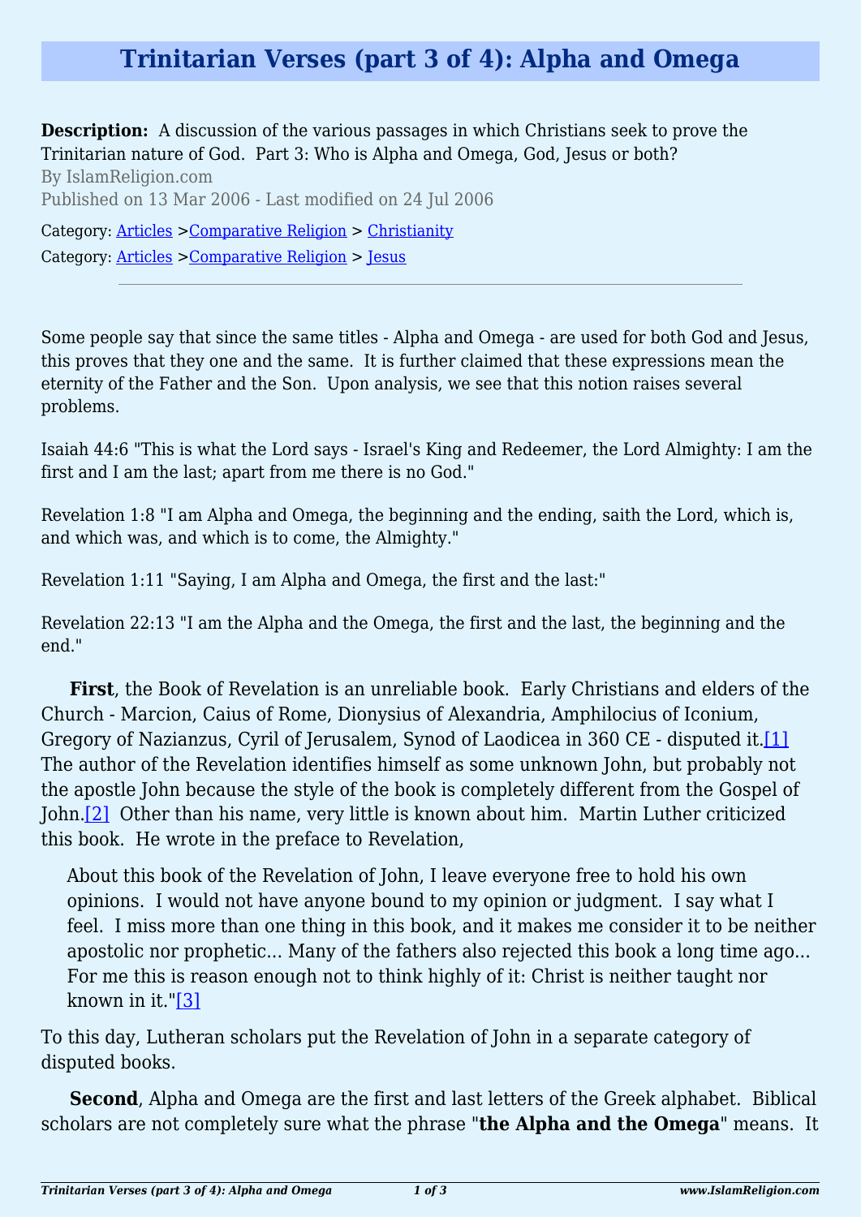# Trinitarian Verses (part 3 of 4): Alpha and Omega

**Description:** A discussion of the various passages in which Christians seek to prove the Trinitarian nature of God. Part 3: Who is Alpha and Omega, God, Jesus or both?

By IslamReligion.com

Published on 13 Mar 2006 - Last modified on 24 Jul 2006

Category: Articles >Comparative Religion > Christianity

Category: Articles >Comparative Religion > Jesus

---

Some people say that since the same titles - Alpha and Omega - are used for both God and Jesus, this proves that they one and the same. It is further claimed that these expressions mean the eternity of the Father and the Son. Upon analysis, we see that this notion raises several problems.

Isaiah 44:6 "This is what the Lord says - Israel's King and Redeemer, the Lord Almighty: I am the first and I am the last; apart from me there is no God."

Revelation 1:8 "I am Alpha and Omega, the beginning and the ending, saith the Lord, which is, and which was, and which is to come, the Almighty."

Revelation 1:11 "Saying, I am Alpha and Omega, the first and the last:"

Revelation 22:13 "I am the Alpha and the Omega, the first and the last, the beginning and the end."

**First**, the Book of Revelation is an unreliable book. Early Christians and elders of the Church - Marcion, Caius of Rome, Dionysius of Alexandria, Amphilocius of Iconium, Gregory of Nazianzus, Cyril of Jerusalem, Synod of Laodicea in 360 CE - disputed it.[1] The author of the Revelation identifies himself as some unknown John, but probably not the apostle John because the style of the book is completely different from the Gospel of John.[2] Other than his name, very little is known about him. Martin Luther criticized this book. He wrote in the preface to Revelation,

> About this book of the Revelation of John, I leave everyone free to hold his own opinions. I would not have anyone bound to my opinion or judgment. I say what I feel. I miss more than one thing in this book, and it makes me consider it to be neither apostolic nor prophetic... Many of the fathers also rejected this book a long time ago... For me this is reason enough not to think highly of it: Christ is neither taught nor known in it."[3]

To this day, Lutheran scholars put the Revelation of John in a separate category of disputed books.

**Second**, Alpha and Omega are the first and last letters of the Greek alphabet. Biblical scholars are not completely sure what the phrase "**the Alpha and the Omega**" means. It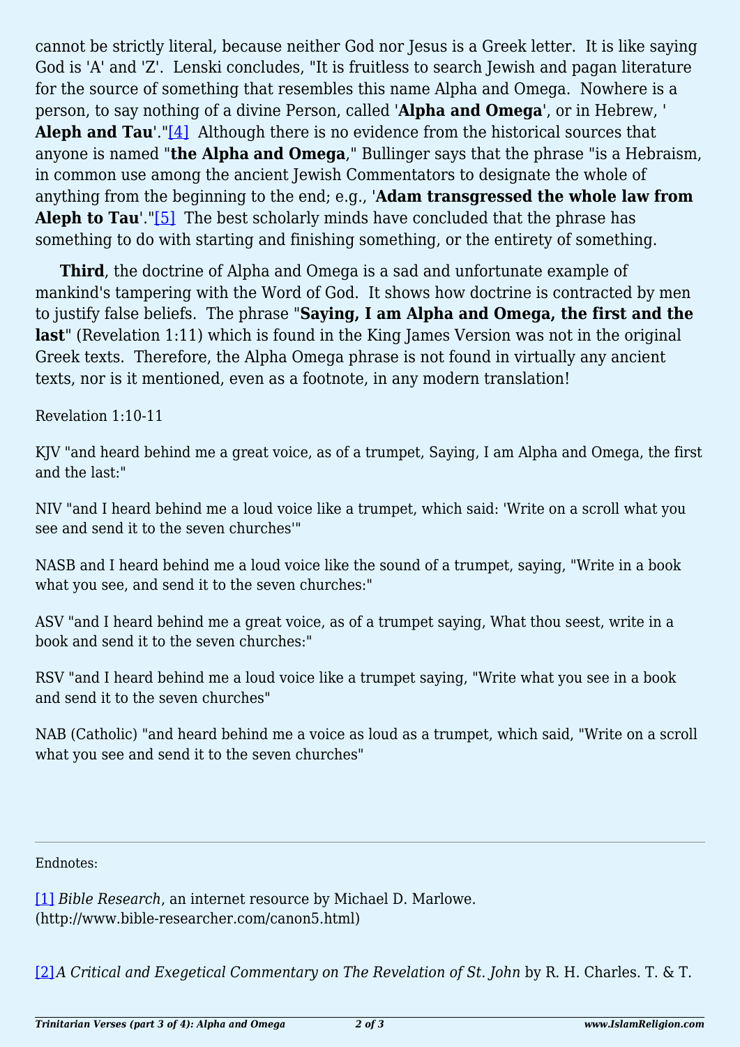cannot be strictly literal, because neither God nor Jesus is a Greek letter. It is like saying God is 'A' and 'Z'. Lenski concludes, "It is fruitless to search Jewish and pagan literature for the source of something that resembles this name Alpha and Omega. Nowhere is a person, to say nothing of a divine Person, called '**Alpha and Omega**', or in Hebrew, '**Aleph and Tau**'."[4] Although there is no evidence from the historical sources that anyone is named "**the Alpha and Omega**," Bullinger says that the phrase "is a Hebraism, in common use among the ancient Jewish Commentators to designate the whole of anything from the beginning to the end; e.g., '**Adam transgressed the whole law from Aleph to Tau**'."[5] The best scholarly minds have concluded that the phrase has something to do with starting and finishing something, or the entirety of something.

**Third**, the doctrine of Alpha and Omega is a sad and unfortunate example of mankind's tampering with the Word of God. It shows how doctrine is contracted by men to justify false beliefs. The phrase "**Saying, I am Alpha and Omega, the first and the last**" (Revelation 1:11) which is found in the King James Version was not in the original Greek texts. Therefore, the Alpha Omega phrase is not found in virtually any ancient texts, nor is it mentioned, even as a footnote, in any modern translation!

Revelation 1:10-11

KJV "and heard behind me a great voice, as of a trumpet, Saying, I am Alpha and Omega, the first and the last:"

NIV "and I heard behind me a loud voice like a trumpet, which said: 'Write on a scroll what you see and send it to the seven churches'"

NASB and I heard behind me a loud voice like the sound of a trumpet, saying, "Write in a book what you see, and send it to the seven churches:"

ASV "and I heard behind me a great voice, as of a trumpet saying, What thou seest, write in a book and send it to the seven churches:"

RSV "and I heard behind me a loud voice like a trumpet saying, "Write what you see in a book and send it to the seven churches"

NAB (Catholic) "and heard behind me a voice as loud as a trumpet, which said, "Write on a scroll what you see and send it to the seven churches"

---

Endnotes:

[1] *Bible Research*, an internet resource by Michael D. Marlowe. (http://www.bible-researcher.com/canon5.html)

[2] *A Critical and Exegetical Commentary on The Revelation of St. John* by R. H. Charles. T. & T.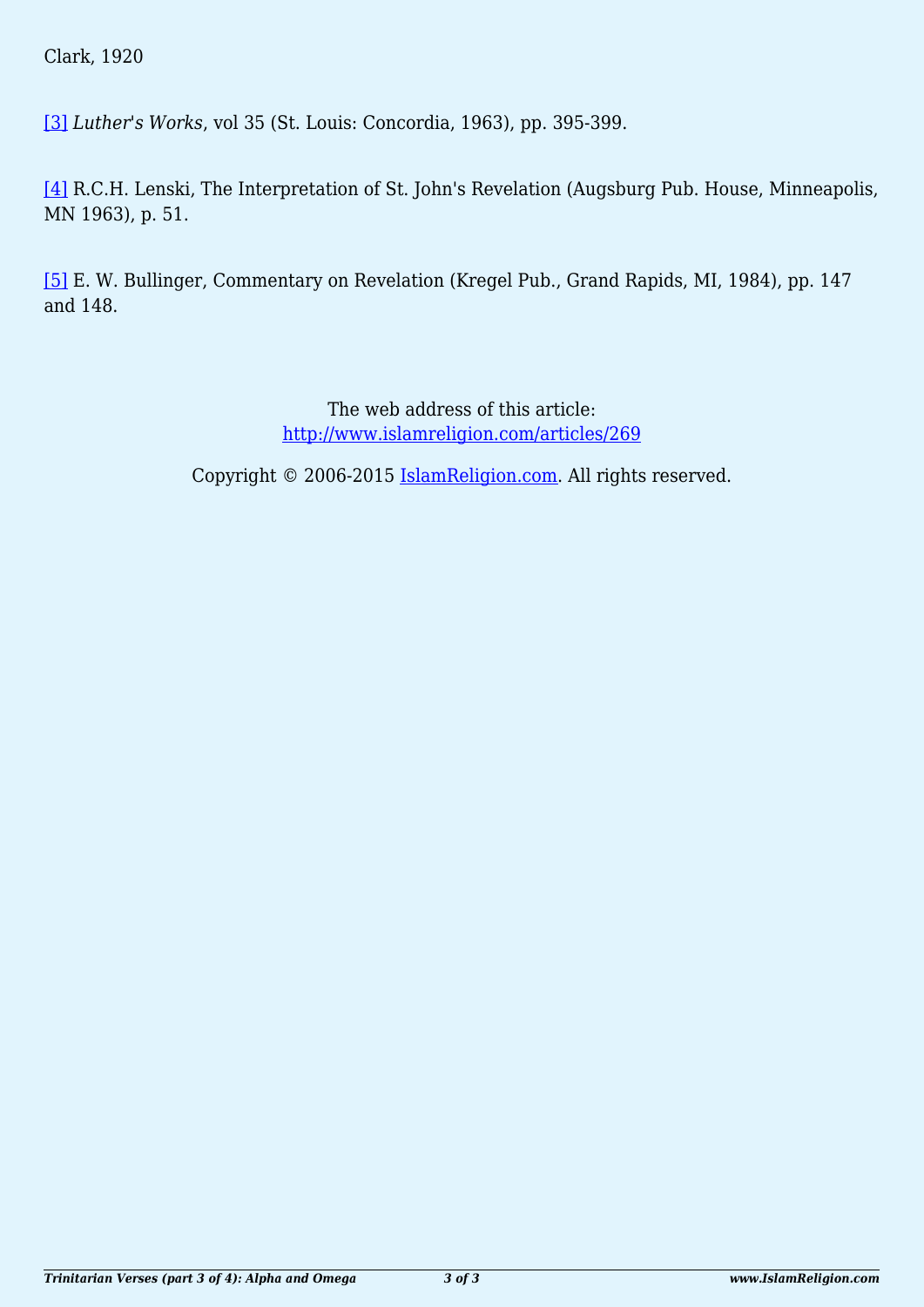Clark, 1920

[3] *Luther's Works*, vol 35 (St. Louis: Concordia, 1963), pp. 395-399.

[4] R.C.H. Lenski, The Interpretation of St. John's Revelation (Augsburg Pub. House, Minneapolis, MN 1963), p. 51.

[5] E. W. Bullinger, Commentary on Revelation (Kregel Pub., Grand Rapids, MI, 1984), pp. 147 and 148.

The web address of this article:
http://www.islamreligion.com/articles/269

Copyright © 2006-2015 IslamReligion.com. All rights reserved.